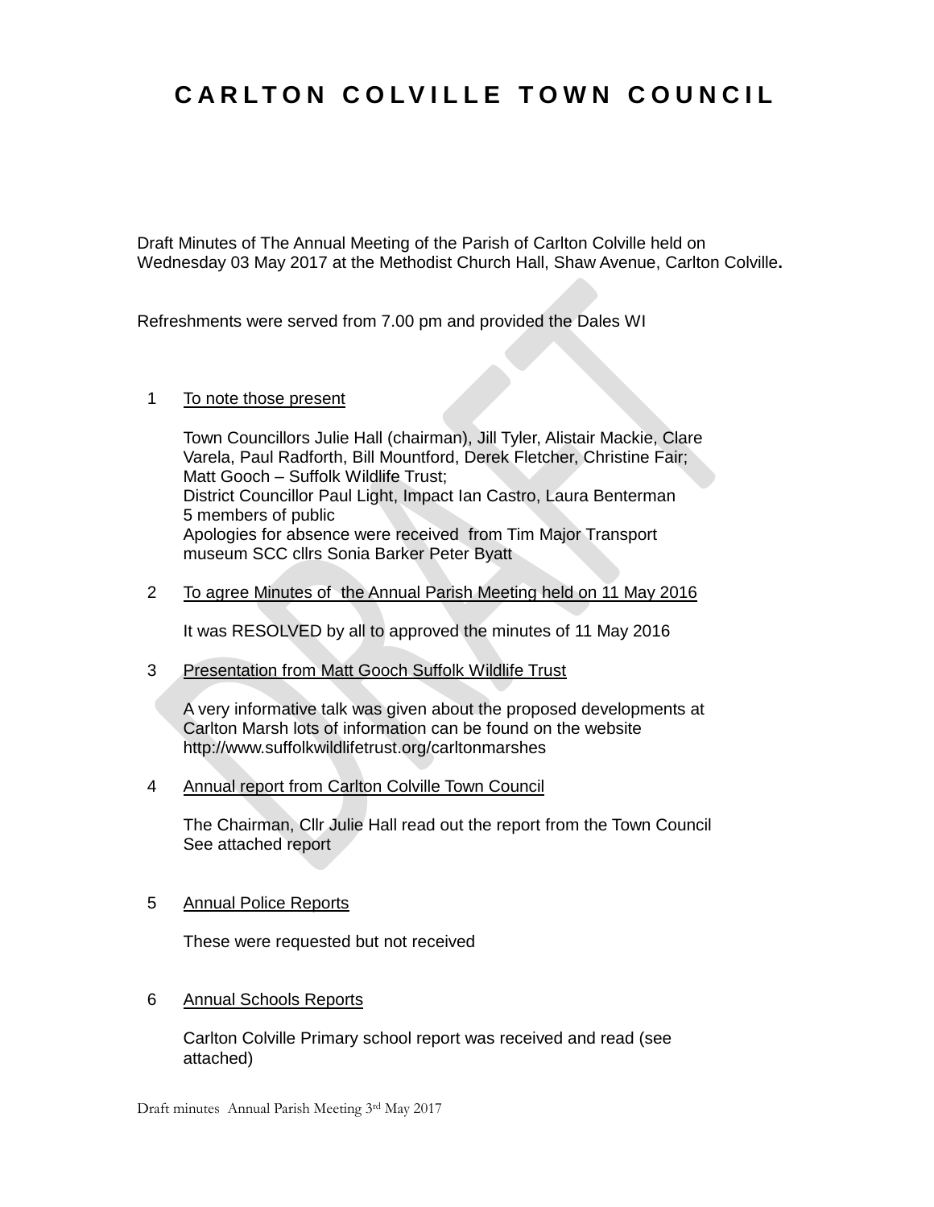# CARLTON COLVILLE TOWN COUNCIL

Draft Minutes of The Annual Meeting of the Parish of Carlton Colville held on Wednesday 03 May 2017 at the Methodist Church Hall, Shaw Avenue, Carlton Colville**.**

Refreshments were served from 7.00 pm and provided the Dales WI

1. To note those present

   Town Councillors Julie Hall (chairman), Jill Tyler, Alistair Mackie, Clare Varela, Paul Radforth, Bill Mountford, Derek Fletcher, Christine Fair;
   Matt Gooch – Suffolk Wildlife Trust;
   District Councillor Paul Light, Impact Ian Castro, Laura Benterman
   5 members of public
   Apologies for absence were received from Tim Major Transport museum SCC cllrs Sonia Barker Peter Byatt

2. To agree Minutes of the Annual Parish Meeting held on 11 May 2016

   It was RESOLVED by all to approved the minutes of 11 May 2016

3. Presentation from Matt Gooch Suffolk Wildlife Trust

   A very informative talk was given about the proposed developments at Carlton Marsh lots of information can be found on the website http://www.suffolkwildlifetrust.org/carltonmarshes

4. Annual report from Carlton Colville Town Council

   The Chairman, Cllr Julie Hall read out the report from the Town Council See attached report

5. Annual Police Reports

   These were requested but not received

6. Annual Schools Reports

   Carlton Colville Primary school report was received and read (see attached)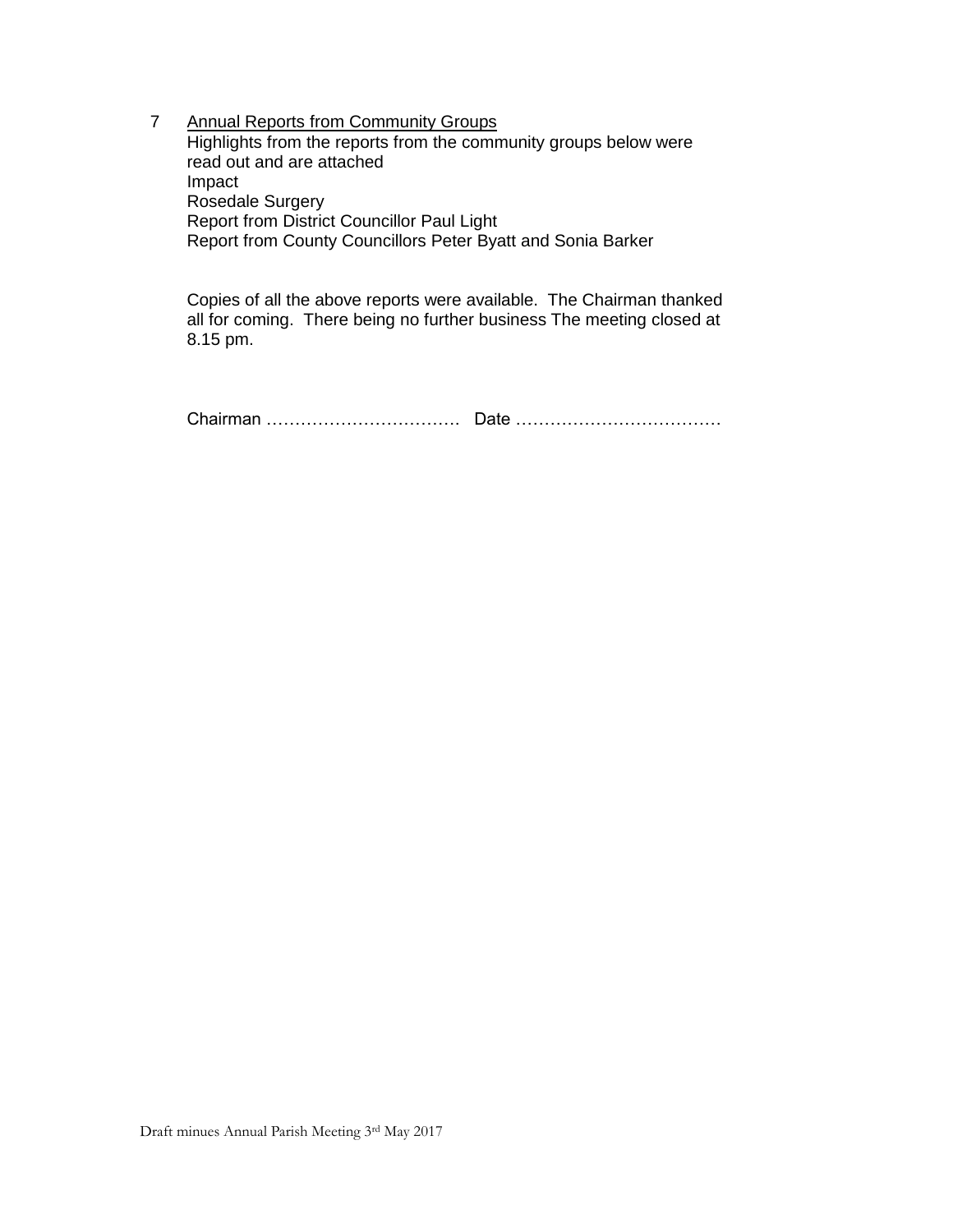7 <u>Annual Reports from Community Groups</u>

Highlights from the reports from the community groups below were read out and are attached

Impact

Rosedale Surgery

Report from District Councillor Paul Light

Report from County Councillors Peter Byatt and Sonia Barker

Copies of all the above reports were available. The Chairman thanked all for coming. There being no further business The meeting closed at 8.15 pm.

Chairman …………………………… Date ………………………………